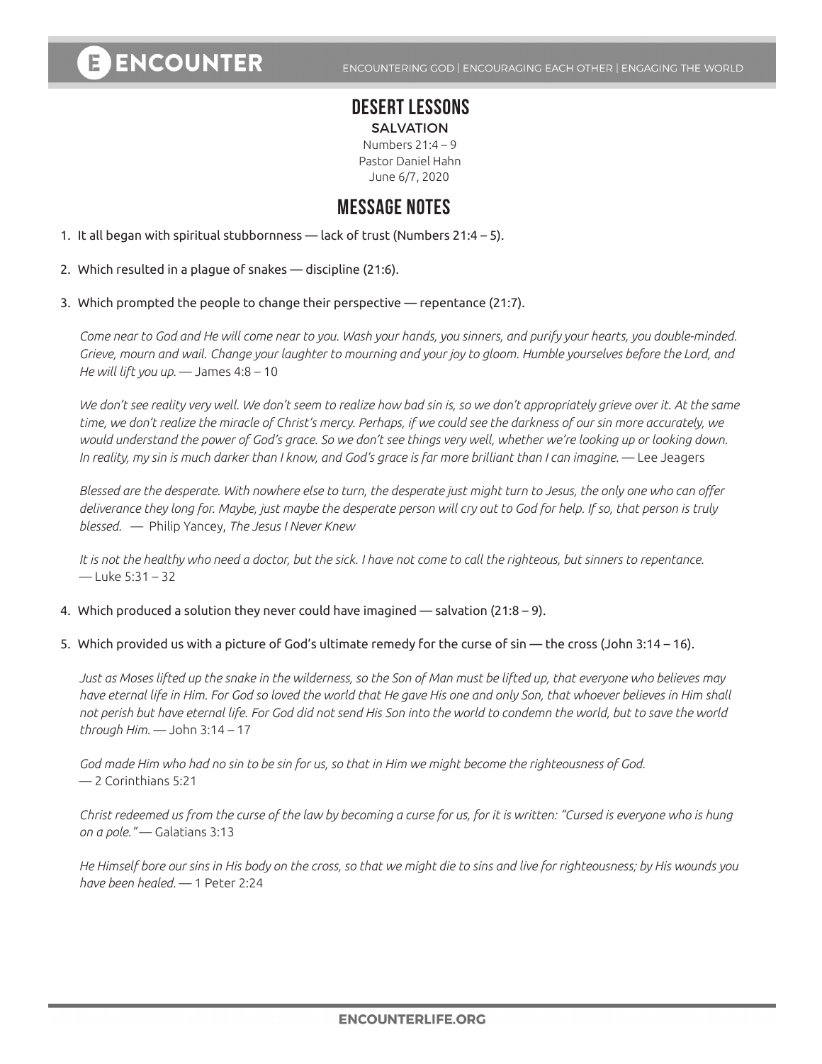# DESERT LESSONS

## SALVATION

Numbers 21:4 – 9
Pastor Daniel Hahn
June 6/7, 2020

## MESSAGE NOTES

1. It all began with spiritual stubbornness — lack of trust (Numbers 21:4 – 5).

2. Which resulted in a plague of snakes — discipline (21:6).

3. Which prompted the people to change their perspective — repentance (21:7).

   *Come near to God and He will come near to you. Wash your hands, you sinners, and purify your hearts, you double-minded. Grieve, mourn and wail. Change your laughter to mourning and your joy to gloom. Humble yourselves before the Lord, and He will lift you up.* — James 4:8 – 10

   *We don't see reality very well. We don't seem to realize how bad sin is, so we don't appropriately grieve over it. At the same time, we don't realize the miracle of Christ's mercy. Perhaps, if we could see the darkness of our sin more accurately, we would understand the power of God's grace. So we don't see things very well, whether we're looking up or looking down. In reality, my sin is much darker than I know, and God's grace is far more brilliant than I can imagine.* — Lee Jeagers

   *Blessed are the desperate. With nowhere else to turn, the desperate just might turn to Jesus, the only one who can offer deliverance they long for. Maybe, just maybe the desperate person will cry out to God for help. If so, that person is truly blessed.* — Philip Yancey, *The Jesus I Never Knew*

   *It is not the healthy who need a doctor, but the sick. I have not come to call the righteous, but sinners to repentance.* — Luke 5:31 – 32

4. Which produced a solution they never could have imagined — salvation (21:8 – 9).

5. Which provided us with a picture of God's ultimate remedy for the curse of sin — the cross (John 3:14 – 16).

   *Just as Moses lifted up the snake in the wilderness, so the Son of Man must be lifted up, that everyone who believes may have eternal life in Him. For God so loved the world that He gave His one and only Son, that whoever believes in Him shall not perish but have eternal life. For God did not send His Son into the world to condemn the world, but to save the world through Him.* — John 3:14 – 17

   *God made Him who had no sin to be sin for us, so that in Him we might become the righteousness of God.* — 2 Corinthians 5:21

   *Christ redeemed us from the curse of the law by becoming a curse for us, for it is written: "Cursed is everyone who is hung on a pole."* — Galatians 3:13

   *He Himself bore our sins in His body on the cross, so that we might die to sins and live for righteousness; by His wounds you have been healed.* — 1 Peter 2:24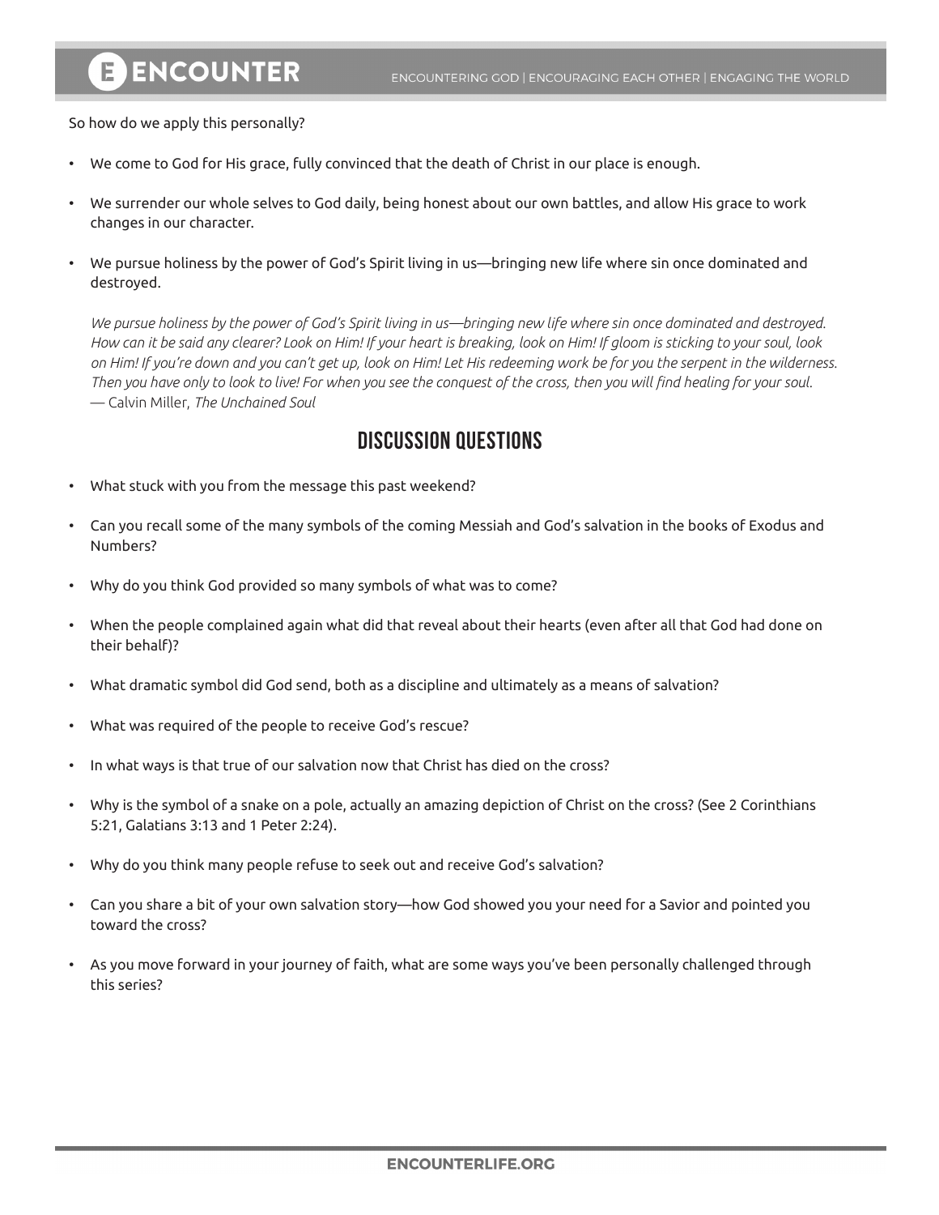So how do we apply this personally?

- We come to God for His grace, fully convinced that the death of Christ in our place is enough.
- We surrender our whole selves to God daily, being honest about our own battles, and allow His grace to work changes in our character.
- We pursue holiness by the power of God's Spirit living in us—bringing new life where sin once dominated and destroyed.

*We pursue holiness by the power of God's Spirit living in us—bringing new life where sin once dominated and destroyed. How can it be said any clearer? Look on Him! If your heart is breaking, look on Him! If gloom is sticking to your soul, look on Him! If you're down and you can't get up, look on Him! Let His redeeming work be for you the serpent in the wilderness. Then you have only to look to live! For when you see the conquest of the cross, then you will find healing for your soul.*
— Calvin Miller, *The Unchained Soul*

## DISCUSSION QUESTIONS

- What stuck with you from the message this past weekend?
- Can you recall some of the many symbols of the coming Messiah and God's salvation in the books of Exodus and Numbers?
- Why do you think God provided so many symbols of what was to come?
- When the people complained again what did that reveal about their hearts (even after all that God had done on their behalf)?
- What dramatic symbol did God send, both as a discipline and ultimately as a means of salvation?
- What was required of the people to receive God's rescue?
- In what ways is that true of our salvation now that Christ has died on the cross?
- Why is the symbol of a snake on a pole, actually an amazing depiction of Christ on the cross? (See 2 Corinthians 5:21, Galatians 3:13 and 1 Peter 2:24).
- Why do you think many people refuse to seek out and receive God's salvation?
- Can you share a bit of your own salvation story—how God showed you your need for a Savior and pointed you toward the cross?
- As you move forward in your journey of faith, what are some ways you've been personally challenged through this series?